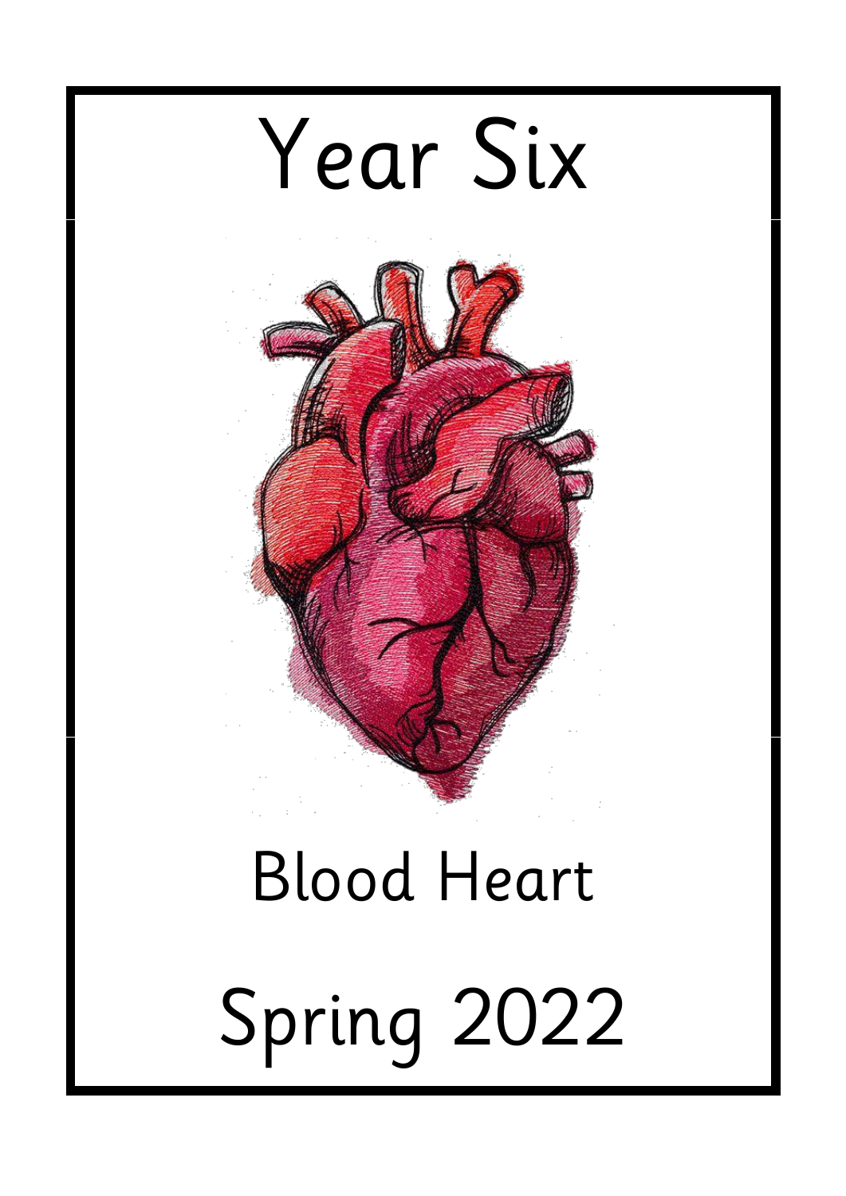# Year Six

## Blood Heart

## Spring 2022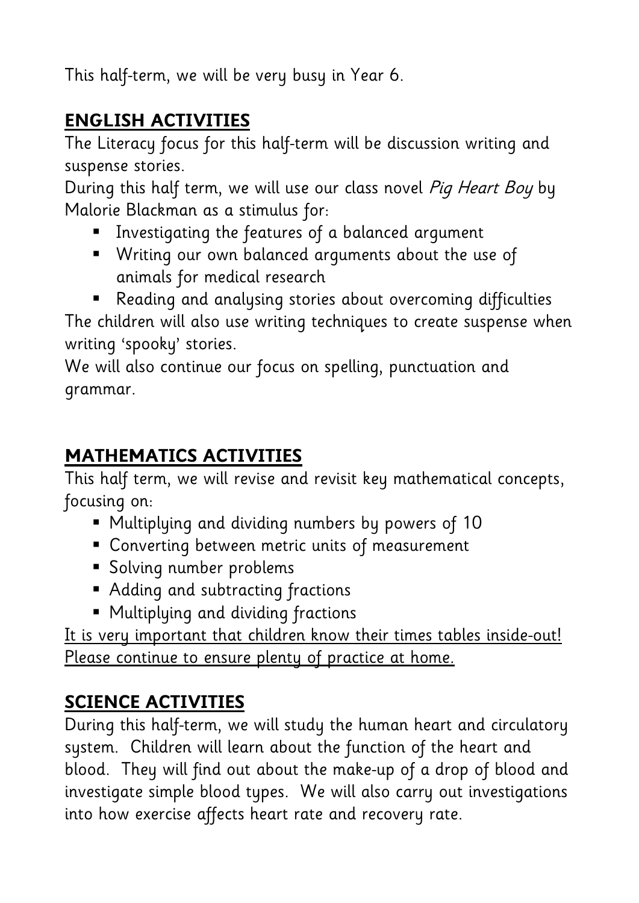This half-term, we will be very busy in Year 6.

## ENGLISH ACTIVITIES

The Literacy focus for this half-term will be discussion writing and suspense stories.

During this half term, we will use our class novel *Pig Heart Boy* by Malorie Blackman as a stimulus for:

- Investigating the features of a balanced argument
- Writing our own balanced arguments about the use of animals for medical research
- Reading and analysing stories about overcoming difficulties

The children will also use writing techniques to create suspense when writing 'spooky' stories.

We will also continue our focus on spelling, punctuation and grammar.

## MATHEMATICS ACTIVITIES

This half term, we will revise and revisit key mathematical concepts, focusing on:

- Multiplying and dividing numbers by powers of 10
- Converting between metric units of measurement
- Solving number problems
- Adding and subtracting fractions
- Multiplying and dividing fractions

<u>It is very important that children know their times tables inside-out! Please continue to ensure plenty of practice at home.</u>

## SCIENCE ACTIVITIES

During this half-term, we will study the human heart and circulatory system. Children will learn about the function of the heart and blood. They will find out about the make-up of a drop of blood and investigate simple blood types. We will also carry out investigations into how exercise affects heart rate and recovery rate.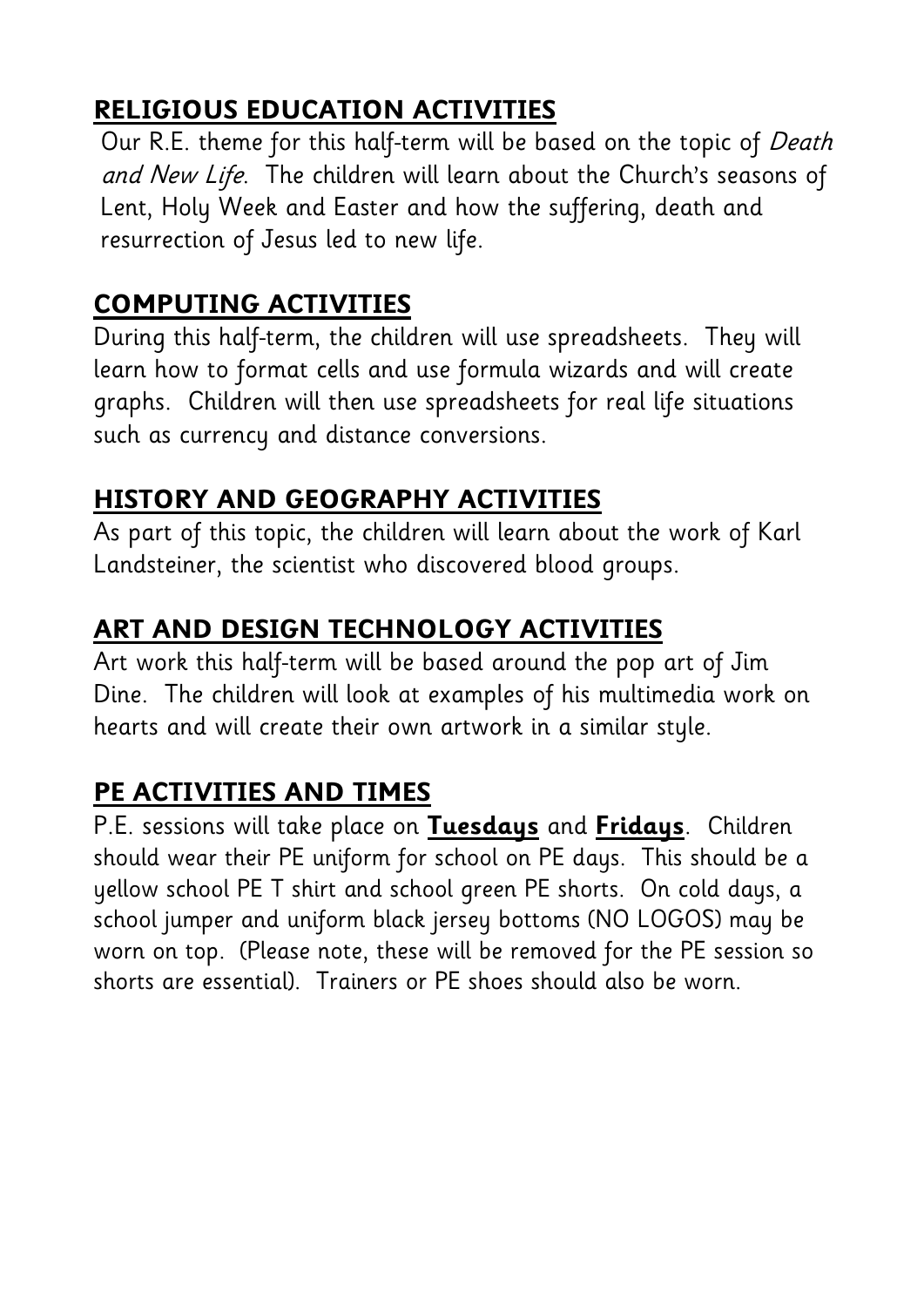## RELIGIOUS EDUCATION ACTIVITIES

Our R.E. theme for this half-term will be based on the topic of *Death and New Life*. The children will learn about the Church's seasons of Lent, Holy Week and Easter and how the suffering, death and resurrection of Jesus led to new life.

## COMPUTING ACTIVITIES

During this half-term, the children will use spreadsheets. They will learn how to format cells and use formula wizards and will create graphs. Children will then use spreadsheets for real life situations such as currency and distance conversions.

## HISTORY AND GEOGRAPHY ACTIVITIES

As part of this topic, the children will learn about the work of Karl Landsteiner, the scientist who discovered blood groups.

## ART AND DESIGN TECHNOLOGY ACTIVITIES

Art work this half-term will be based around the pop art of Jim Dine. The children will look at examples of his multimedia work on hearts and will create their own artwork in a similar style.

## PE ACTIVITIES AND TIMES

P.E. sessions will take place on **Tuesdays** and **Fridays**. Children should wear their PE uniform for school on PE days. This should be a yellow school PE T shirt and school green PE shorts. On cold days, a school jumper and uniform black jersey bottoms (NO LOGOS) may be worn on top. (Please note, these will be removed for the PE session so shorts are essential). Trainers or PE shoes should also be worn.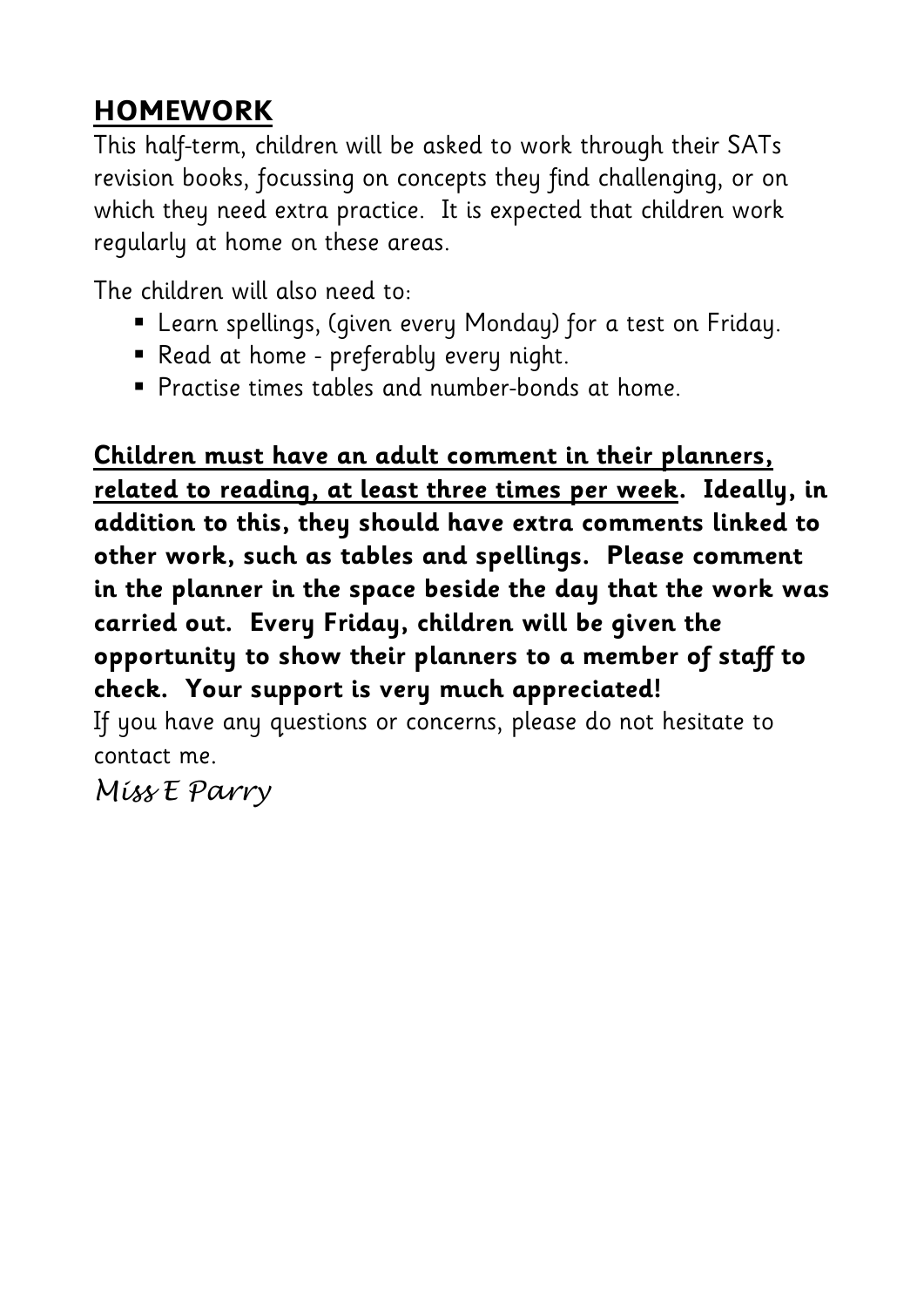## HOMEWORK

This half-term, children will be asked to work through their SATs revision books, focussing on concepts they find challenging, or on which they need extra practice. It is expected that children work regularly at home on these areas.

The children will also need to:

- Learn spellings, (given every Monday) for a test on Friday.
- Read at home - preferably every night.
- Practise times tables and number-bonds at home.

**Children must have an adult comment in their planners, related to reading, at least three times per week. Ideally, in addition to this, they should have extra comments linked to other work, such as tables and spellings. Please comment in the planner in the space beside the day that the work was carried out. Every Friday, children will be given the opportunity to show their planners to a member of staff to check. Your support is very much appreciated!**

If you have any questions or concerns, please do not hesitate to contact me.

*Miss E Parry*